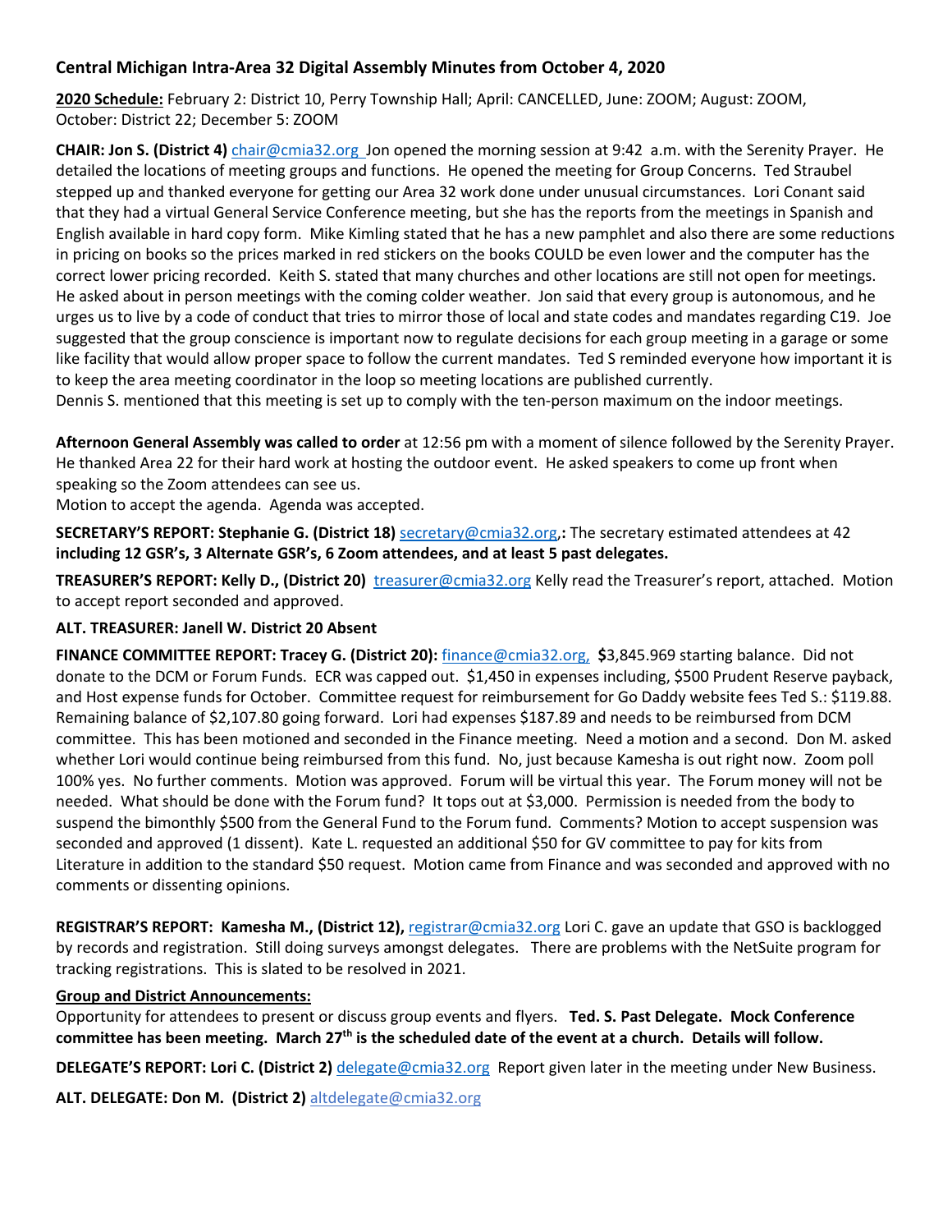## Central Michigan Intra-Area 32 Digital Assembly Minutes from October 4, 2020

**2020 Schedule:** February 2: District 10, Perry Township Hall; April: CANCELLED, June: ZOOM; August: ZOOM, October: District 22; December 5: ZOOM

**CHAIR: Jon S. (District 4)** chair@cmia32.org Jon opened the morning session at 9:42 a.m. with the Serenity Prayer. He detailed the locations of meeting groups and functions. He opened the meeting for Group Concerns. Ted Straubel stepped up and thanked everyone for getting our Area 32 work done under unusual circumstances. Lori Conant said that they had a virtual General Service Conference meeting, but she has the reports from the meetings in Spanish and English available in hard copy form. Mike Kimling stated that he has a new pamphlet and also there are some reductions in pricing on books so the prices marked in red stickers on the books COULD be even lower and the computer has the correct lower pricing recorded. Keith S. stated that many churches and other locations are still not open for meetings. He asked about in person meetings with the coming colder weather. Jon said that every group is autonomous, and he urges us to live by a code of conduct that tries to mirror those of local and state codes and mandates regarding C19. Joe suggested that the group conscience is important now to regulate decisions for each group meeting in a garage or some like facility that would allow proper space to follow the current mandates. Ted S reminded everyone how important it is to keep the area meeting coordinator in the loop so meeting locations are published currently.
Dennis S. mentioned that this meeting is set up to comply with the ten-person maximum on the indoor meetings.

**Afternoon General Assembly was called to order** at 12:56 pm with a moment of silence followed by the Serenity Prayer. He thanked Area 22 for their hard work at hosting the outdoor event. He asked speakers to come up front when speaking so the Zoom attendees can see us.
Motion to accept the agenda. Agenda was accepted.

**SECRETARY'S REPORT: Stephanie G. (District 18)** secretary@cmia32.org,**:** The secretary estimated attendees at 42 **including 12 GSR's, 3 Alternate GSR's, 6 Zoom attendees, and at least 5 past delegates.**

**TREASURER'S REPORT: Kelly D., (District 20)** treasurer@cmia32.org Kelly read the Treasurer's report, attached. Motion to accept report seconded and approved.

**ALT. TREASURER: Janell W. District 20 Absent**

**FINANCE COMMITTEE REPORT: Tracey G. (District 20):** finance@cmia32.org, **$**3,845.969 starting balance. Did not donate to the DCM or Forum Funds. ECR was capped out. $1,450 in expenses including, $500 Prudent Reserve payback, and Host expense funds for October. Committee request for reimbursement for Go Daddy website fees Ted S.: $119.88. Remaining balance of $2,107.80 going forward. Lori had expenses $187.89 and needs to be reimbursed from DCM committee. This has been motioned and seconded in the Finance meeting. Need a motion and a second. Don M. asked whether Lori would continue being reimbursed from this fund. No, just because Kamesha is out right now. Zoom poll 100% yes. No further comments. Motion was approved. Forum will be virtual this year. The Forum money will not be needed. What should be done with the Forum fund? It tops out at $3,000. Permission is needed from the body to suspend the bimonthly $500 from the General Fund to the Forum fund. Comments? Motion to accept suspension was seconded and approved (1 dissent). Kate L. requested an additional $50 for GV committee to pay for kits from Literature in addition to the standard $50 request. Motion came from Finance and was seconded and approved with no comments or dissenting opinions.

**REGISTRAR'S REPORT: Kamesha M., (District 12),** registrar@cmia32.org Lori C. gave an update that GSO is backlogged by records and registration. Still doing surveys amongst delegates. There are problems with the NetSuite program for tracking registrations. This is slated to be resolved in 2021.

**Group and District Announcements:**

Opportunity for attendees to present or discuss group events and flyers. **Ted. S. Past Delegate. Mock Conference committee has been meeting. March 27th is the scheduled date of the event at a church. Details will follow.**

**DELEGATE'S REPORT: Lori C. (District 2)** delegate@cmia32.org Report given later in the meeting under New Business.

**ALT. DELEGATE: Don M. (District 2)** altdelegate@cmia32.org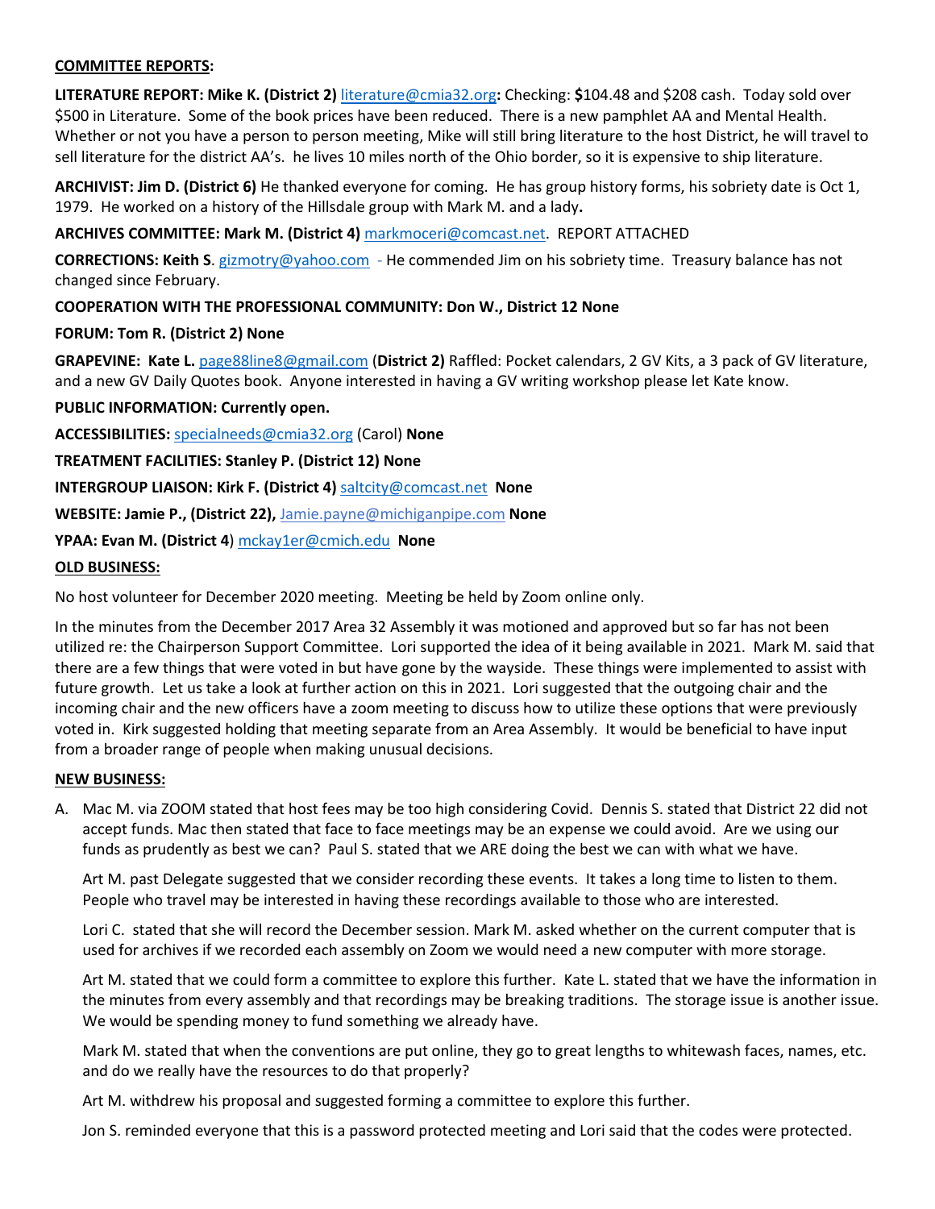**<u>COMMITTEE REPORTS</u>:**

**LITERATURE REPORT: Mike K. (District 2)** literature@cmia32.org**:** Checking: **$**104.48 and $208 cash. Today sold over $500 in Literature. Some of the book prices have been reduced. There is a new pamphlet AA and Mental Health. Whether or not you have a person to person meeting, Mike will still bring literature to the host District, he will travel to sell literature for the district AA's. he lives 10 miles north of the Ohio border, so it is expensive to ship literature.

**ARCHIVIST: Jim D. (District 6)** He thanked everyone for coming. He has group history forms, his sobriety date is Oct 1, 1979. He worked on a history of the Hillsdale group with Mark M. and a lady**.**

**ARCHIVES COMMITTEE: Mark M. (District 4)** markmoceri@comcast.net. REPORT ATTACHED

**CORRECTIONS: Keith S**. gizmotry@yahoo.com - He commended Jim on his sobriety time. Treasury balance has not changed since February.

**COOPERATION WITH THE PROFESSIONAL COMMUNITY: Don W., District 12 None**

**FORUM: Tom R. (District 2) None**

**GRAPEVINE: Kate L.** page88line8@gmail.com (**District 2)** Raffled: Pocket calendars, 2 GV Kits, a 3 pack of GV literature, and a new GV Daily Quotes book. Anyone interested in having a GV writing workshop please let Kate know.

**PUBLIC INFORMATION: Currently open.**

**ACCESSIBILITIES:** specialneeds@cmia32.org (Carol) **None**

**TREATMENT FACILITIES: Stanley P. (District 12) None**

**INTERGROUP LIAISON: Kirk F. (District 4)** saltcity@comcast.net **None**

**WEBSITE: Jamie P., (District 22),** Jamie.payne@michiganpipe.com **None**

**YPAA: Evan M. (District 4**) mckay1er@cmich.edu **None**

**<u>OLD BUSINESS:</u>**

No host volunteer for December 2020 meeting. Meeting be held by Zoom online only.

In the minutes from the December 2017 Area 32 Assembly it was motioned and approved but so far has not been utilized re: the Chairperson Support Committee. Lori supported the idea of it being available in 2021. Mark M. said that there are a few things that were voted in but have gone by the wayside. These things were implemented to assist with future growth. Let us take a look at further action on this in 2021. Lori suggested that the outgoing chair and the incoming chair and the new officers have a zoom meeting to discuss how to utilize these options that were previously voted in. Kirk suggested holding that meeting separate from an Area Assembly. It would be beneficial to have input from a broader range of people when making unusual decisions.

**<u>NEW BUSINESS:</u>**

A. Mac M. via ZOOM stated that host fees may be too high considering Covid. Dennis S. stated that District 22 did not accept funds. Mac then stated that face to face meetings may be an expense we could avoid. Are we using our funds as prudently as best we can? Paul S. stated that we ARE doing the best we can with what we have.

   Art M. past Delegate suggested that we consider recording these events. It takes a long time to listen to them. People who travel may be interested in having these recordings available to those who are interested.

   Lori C. stated that she will record the December session. Mark M. asked whether on the current computer that is used for archives if we recorded each assembly on Zoom we would need a new computer with more storage.

   Art M. stated that we could form a committee to explore this further. Kate L. stated that we have the information in the minutes from every assembly and that recordings may be breaking traditions. The storage issue is another issue. We would be spending money to fund something we already have.

   Mark M. stated that when the conventions are put online, they go to great lengths to whitewash faces, names, etc. and do we really have the resources to do that properly?

   Art M. withdrew his proposal and suggested forming a committee to explore this further.

   Jon S. reminded everyone that this is a password protected meeting and Lori said that the codes were protected.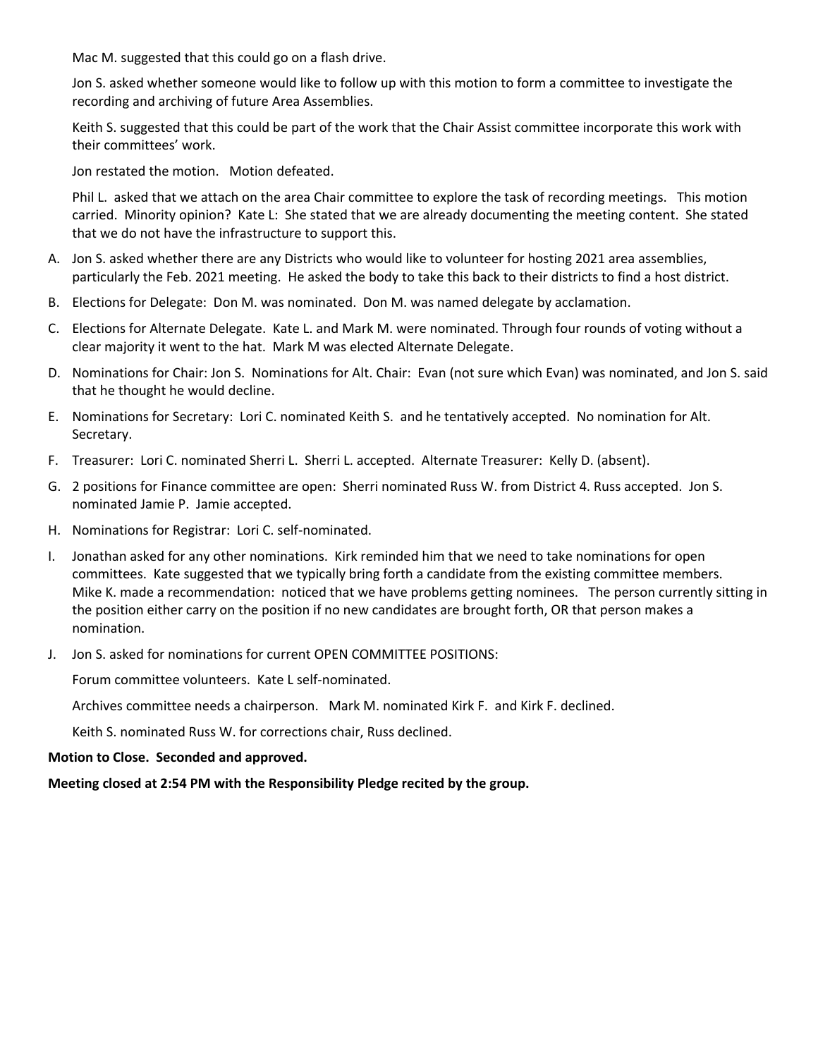Mac M. suggested that this could go on a flash drive.

Jon S. asked whether someone would like to follow up with this motion to form a committee to investigate the recording and archiving of future Area Assemblies.

Keith S. suggested that this could be part of the work that the Chair Assist committee incorporate this work with their committees' work.

Jon restated the motion. Motion defeated.

Phil L. asked that we attach on the area Chair committee to explore the task of recording meetings. This motion carried. Minority opinion? Kate L: She stated that we are already documenting the meeting content. She stated that we do not have the infrastructure to support this.

A. Jon S. asked whether there are any Districts who would like to volunteer for hosting 2021 area assemblies, particularly the Feb. 2021 meeting. He asked the body to take this back to their districts to find a host district.

B. Elections for Delegate: Don M. was nominated. Don M. was named delegate by acclamation.

C. Elections for Alternate Delegate. Kate L. and Mark M. were nominated. Through four rounds of voting without a clear majority it went to the hat. Mark M was elected Alternate Delegate.

D. Nominations for Chair: Jon S. Nominations for Alt. Chair: Evan (not sure which Evan) was nominated, and Jon S. said that he thought he would decline.

E. Nominations for Secretary: Lori C. nominated Keith S. and he tentatively accepted. No nomination for Alt. Secretary.

F. Treasurer: Lori C. nominated Sherri L. Sherri L. accepted. Alternate Treasurer: Kelly D. (absent).

G. 2 positions for Finance committee are open: Sherri nominated Russ W. from District 4. Russ accepted. Jon S. nominated Jamie P. Jamie accepted.

H. Nominations for Registrar: Lori C. self-nominated.

I. Jonathan asked for any other nominations. Kirk reminded him that we need to take nominations for open committees. Kate suggested that we typically bring forth a candidate from the existing committee members. Mike K. made a recommendation: noticed that we have problems getting nominees. The person currently sitting in the position either carry on the position if no new candidates are brought forth, OR that person makes a nomination.

J. Jon S. asked for nominations for current OPEN COMMITTEE POSITIONS:

   Forum committee volunteers. Kate L self-nominated.

   Archives committee needs a chairperson. Mark M. nominated Kirk F. and Kirk F. declined.

   Keith S. nominated Russ W. for corrections chair, Russ declined.

**Motion to Close. Seconded and approved.**

**Meeting closed at 2:54 PM with the Responsibility Pledge recited by the group.**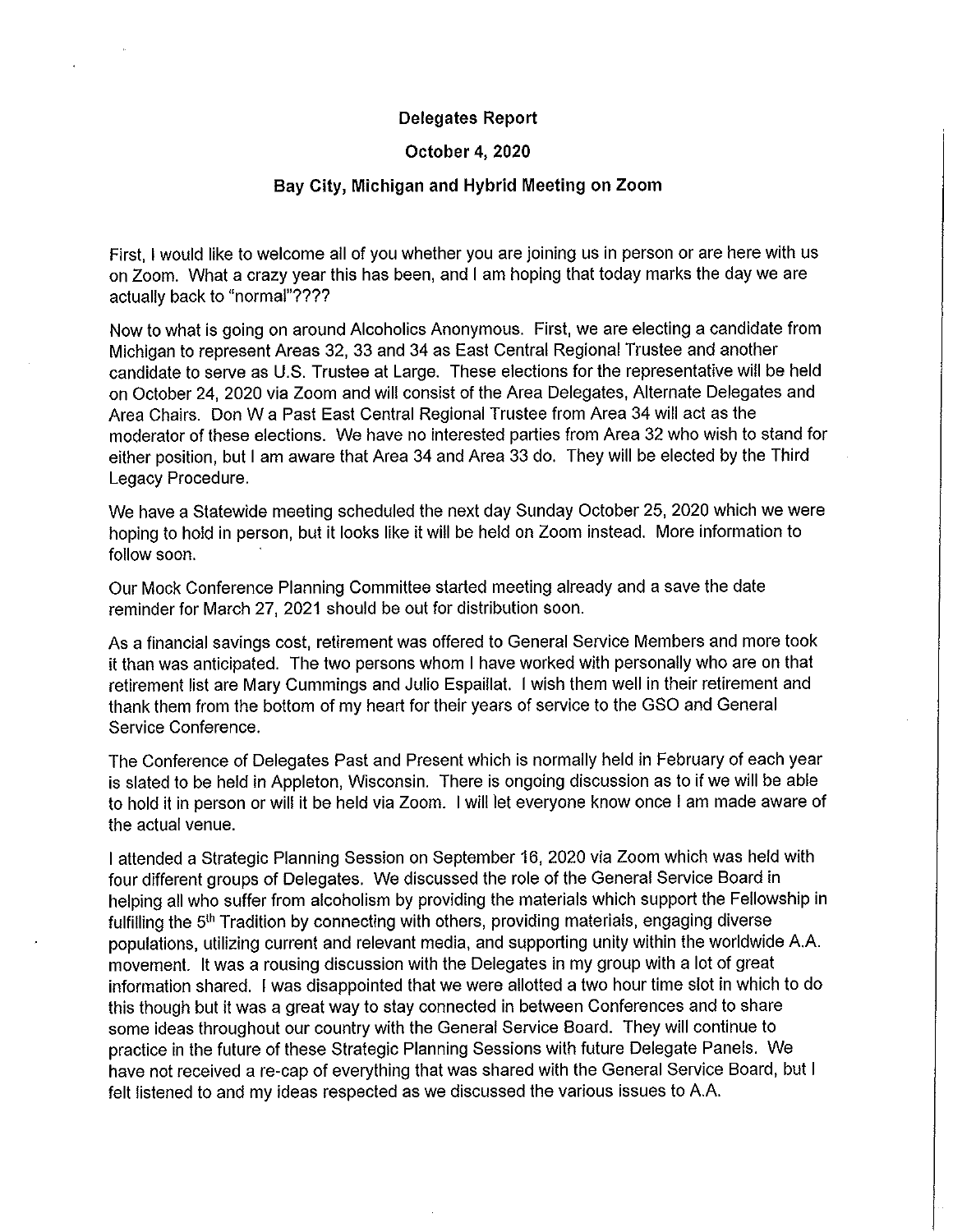**Delegates Report**

**October 4, 2020**

**Bay City, Michigan and Hybrid Meeting on Zoom**

First, I would like to welcome all of you whether you are joining us in person or are here with us on Zoom. What a crazy year this has been, and I am hoping that today marks the day we are actually back to "normal"????

Now to what is going on around Alcoholics Anonymous. First, we are electing a candidate from Michigan to represent Areas 32, 33 and 34 as East Central Regional Trustee and another candidate to serve as U.S. Trustee at Large. These elections for the representative will be held on October 24, 2020 via Zoom and will consist of the Area Delegates, Alternate Delegates and Area Chairs. Don W a Past East Central Regional Trustee from Area 34 will act as the moderator of these elections. We have no interested parties from Area 32 who wish to stand for either position, but I am aware that Area 34 and Area 33 do. They will be elected by the Third Legacy Procedure.

We have a Statewide meeting scheduled the next day Sunday October 25, 2020 which we were hoping to hold in person, but it looks like it will be held on Zoom instead. More information to follow soon.

Our Mock Conference Planning Committee started meeting already and a save the date reminder for March 27, 2021 should be out for distribution soon.

As a financial savings cost, retirement was offered to General Service Members and more took it than was anticipated. The two persons whom I have worked with personally who are on that retirement list are Mary Cummings and Julio Espaillat. I wish them well in their retirement and thank them from the bottom of my heart for their years of service to the GSO and General Service Conference.

The Conference of Delegates Past and Present which is normally held in February of each year is slated to be held in Appleton, Wisconsin. There is ongoing discussion as to if we will be able to hold it in person or will it be held via Zoom. I will let everyone know once I am made aware of the actual venue.

I attended a Strategic Planning Session on September 16, 2020 via Zoom which was held with four different groups of Delegates. We discussed the role of the General Service Board in helping all who suffer from alcoholism by providing the materials which support the Fellowship in fulfilling the 5th Tradition by connecting with others, providing materials, engaging diverse populations, utilizing current and relevant media, and supporting unity within the worldwide A.A. movement. It was a rousing discussion with the Delegates in my group with a lot of great information shared. I was disappointed that we were allotted a two hour time slot in which to do this though but it was a great way to stay connected in between Conferences and to share some ideas throughout our country with the General Service Board. They will continue to practice in the future of these Strategic Planning Sessions with future Delegate Panels. We have not received a re-cap of everything that was shared with the General Service Board, but I felt listened to and my ideas respected as we discussed the various issues to A.A.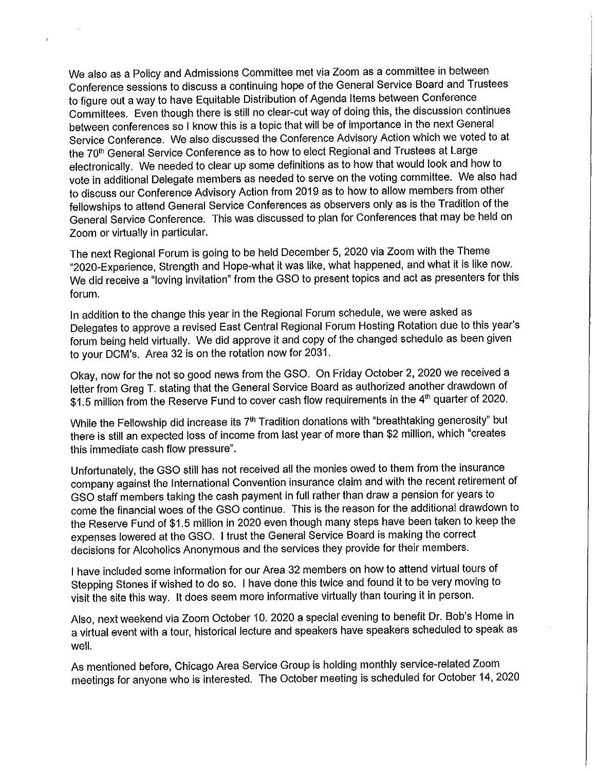We also as a Policy and Admissions Committee met via Zoom as a committee in between Conference sessions to discuss a continuing hope of the General Service Board and Trustees to figure out a way to have Equitable Distribution of Agenda Items between Conference Committees. Even though there is still no clear-cut way of doing this, the discussion continues between conferences so I know this is a topic that will be of importance in the next General Service Conference. We also discussed the Conference Advisory Action which we voted to at the 70th General Service Conference as to how to elect Regional and Trustees at Large electronically. We needed to clear up some definitions as to how that would look and how to vote in additional Delegate members as needed to serve on the voting committee. We also had to discuss our Conference Advisory Action from 2019 as to how to allow members from other fellowships to attend General Service Conferences as observers only as is the Tradition of the General Service Conference. This was discussed to plan for Conferences that may be held on Zoom or virtually in particular.

The next Regional Forum is going to be held December 5, 2020 via Zoom with the Theme "2020-Experience, Strength and Hope-what it was like, what happened, and what it is like now. We did receive a "loving invitation" from the GSO to present topics and act as presenters for this forum.

In addition to the change this year in the Regional Forum schedule, we were asked as Delegates to approve a revised East Central Regional Forum Hosting Rotation due to this year's forum being held virtually. We did approve it and copy of the changed schedule as been given to your DCM's. Area 32 is on the rotation now for 2031.

Okay, now for the not so good news from the GSO. On Friday October 2, 2020 we received a letter from Greg T. stating that the General Service Board as authorized another drawdown of $1.5 million from the Reserve Fund to cover cash flow requirements in the 4th quarter of 2020.

While the Fellowship did increase its 7th Tradition donations with "breathtaking generosity" but there is still an expected loss of income from last year of more than $2 million, which "creates this immediate cash flow pressure".

Unfortunately, the GSO still has not received all the monies owed to them from the insurance company against the International Convention insurance claim and with the recent retirement of GSO staff members taking the cash payment in full rather than draw a pension for years to come the financial woes of the GSO continue. This is the reason for the additional drawdown to the Reserve Fund of $1.5 million in 2020 even though many steps have been taken to keep the expenses lowered at the GSO. I trust the General Service Board is making the correct decisions for Alcoholics Anonymous and the services they provide for their members.

I have included some information for our Area 32 members on how to attend virtual tours of Stepping Stones if wished to do so. I have done this twice and found it to be very moving to visit the site this way. It does seem more informative virtually than touring it in person.

Also, next weekend via Zoom October 10. 2020 a special evening to benefit Dr. Bob's Home in a virtual event with a tour, historical lecture and speakers have speakers scheduled to speak as well.

As mentioned before, Chicago Area Service Group is holding monthly service-related Zoom meetings for anyone who is interested. The October meeting is scheduled for October 14, 2020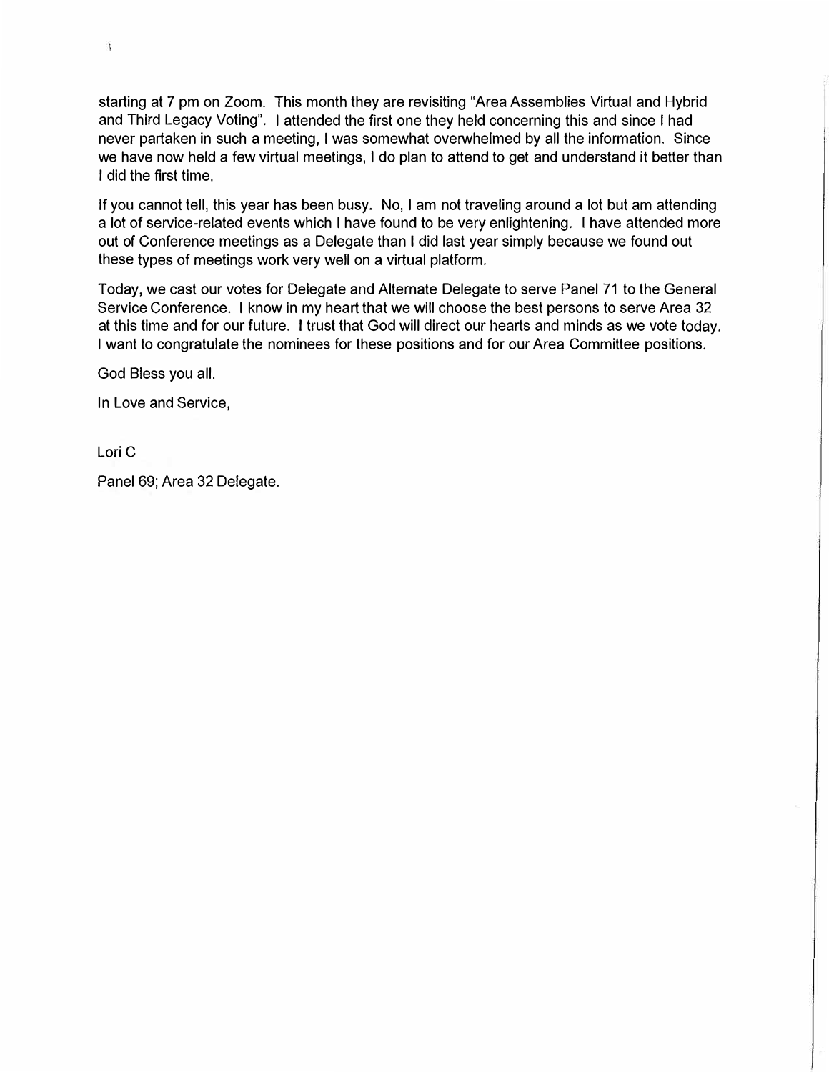starting at 7 pm on Zoom. This month they are revisiting "Area Assemblies Virtual and Hybrid and Third Legacy Voting". I attended the first one they held concerning this and since I had never partaken in such a meeting, I was somewhat overwhelmed by all the information. Since we have now held a few virtual meetings, I do plan to attend to get and understand it better than I did the first time.

If you cannot tell, this year has been busy. No, I am not traveling around a lot but am attending a lot of service-related events which I have found to be very enlightening. I have attended more out of Conference meetings as a Delegate than I did last year simply because we found out these types of meetings work very well on a virtual platform.

Today, we cast our votes for Delegate and Alternate Delegate to serve Panel 71 to the General Service Conference. I know in my heart that we will choose the best persons to serve Area 32 at this time and for our future. I trust that God will direct our hearts and minds as we vote today. I want to congratulate the nominees for these positions and for our Area Committee positions.

God Bless you all.

In Love and Service,

Lori C

Panel 69; Area 32 Delegate.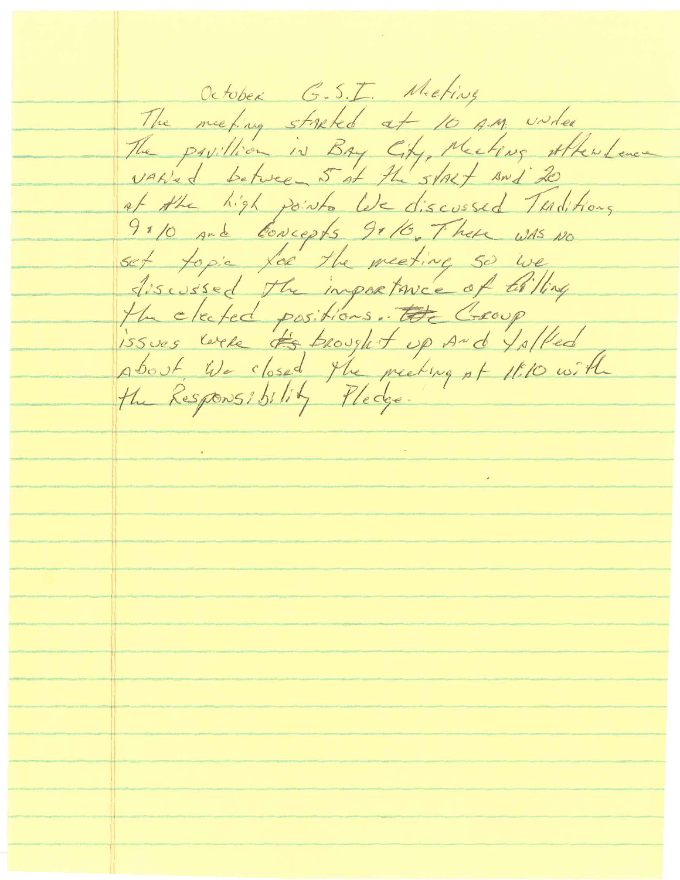October G.S.I. Meeting

The meeting started at 10 A.M. under The pavillion in Bay City, Meeting attendance varied between 5 at the start and 20 at the high point. We discussed Traditions 9 & 10 and Concepts 9 & 10. There was no set topic for the meeting so we discussed the importance of filling the elected positions. ~~The~~ Group issues were ~~its~~ brought up and talked about. We closed the meeting at 11:10 with the Responsibility Pledge.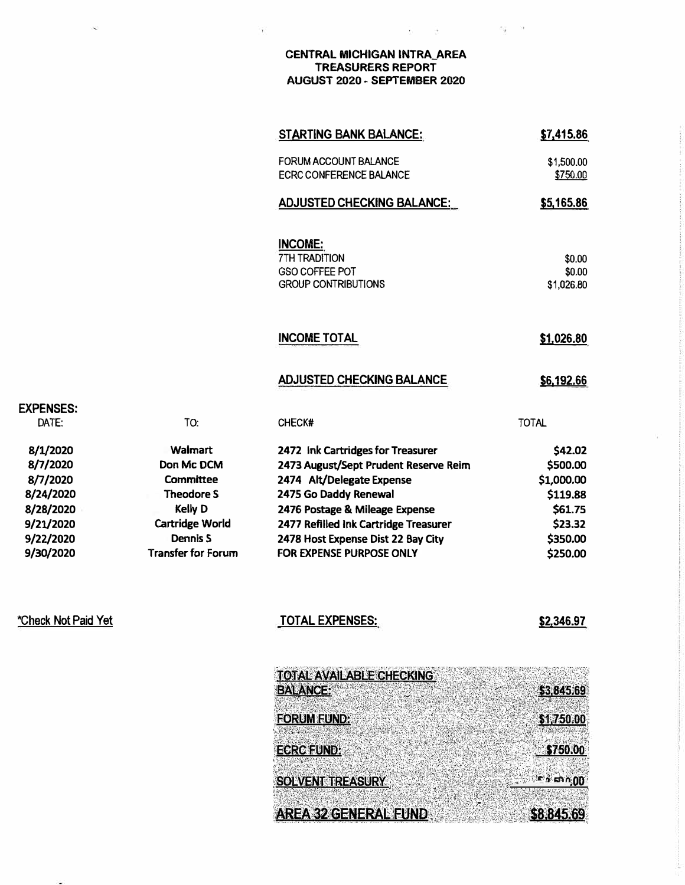# CENTRAL MICHIGAN INTRA_AREA
## TREASURERS REPORT
## AUGUST 2020 - SEPTEMBER 2020

| | |
|---|---|
| **STARTING BANK BALANCE:** | **$7,415.86** |
| FORUM ACCOUNT BALANCE | $1,500.00 |
| ECRC CONFERENCE BALANCE | $750.00 |
| **ADJUSTED CHECKING BALANCE:** | **$5,165.86** |

**INCOME:**

| | |
|---|---|
| 7TH TRADITION | $0.00 |
| GSO COFFEE POT | $0.00 |
| GROUP CONTRIBUTIONS | $1,026.80 |
| **INCOME TOTAL** | **$1,026.80** |
| **ADJUSTED CHECKING BALANCE** | **$6,192.66** |

**EXPENSES:**

| DATE: | TO: | CHECK# | TOTAL |
|---|---|---|---|
| 8/1/2020 | Walmart | 2472 Ink Cartridges for Treasurer | $42.02 |
| 8/7/2020 | Don Mc DCM | 2473 August/Sept Prudent Reserve Reim | $500.00 |
| 8/7/2020 | Committee | 2474 Alt/Delegate Expense | $1,000.00 |
| 8/24/2020 | Theodore S | 2475 Go Daddy Renewal | $119.88 |
| 8/28/2020 | Kelly D | 2476 Postage & Mileage Expense | $61.75 |
| 9/21/2020 | Cartridge World | 2477 Refilled Ink Cartridge Treasurer | $23.32 |
| 9/22/2020 | Dennis S | 2478 Host Expense Dist 22 Bay City | $350.00 |
| 9/30/2020 | Transfer for Forum | FOR EXPENSE PURPOSE ONLY | $250.00 |

*Check Not Paid Yet

| | |
|---|---|
| **TOTAL EXPENSES:** | **$2,346.97** |

| | |
|---|---|
| **TOTAL AVAILABLE CHECKING BALANCE:** | **$3,845.69** |
| **FORUM FUND:** | **$1,750.00** |
| **ECRC FUND:** | **$750.00** |
| **SOLVENT TREASURY** | **$2,500.00** |
| **AREA 32 GENERAL FUND** | **$8,845.69** |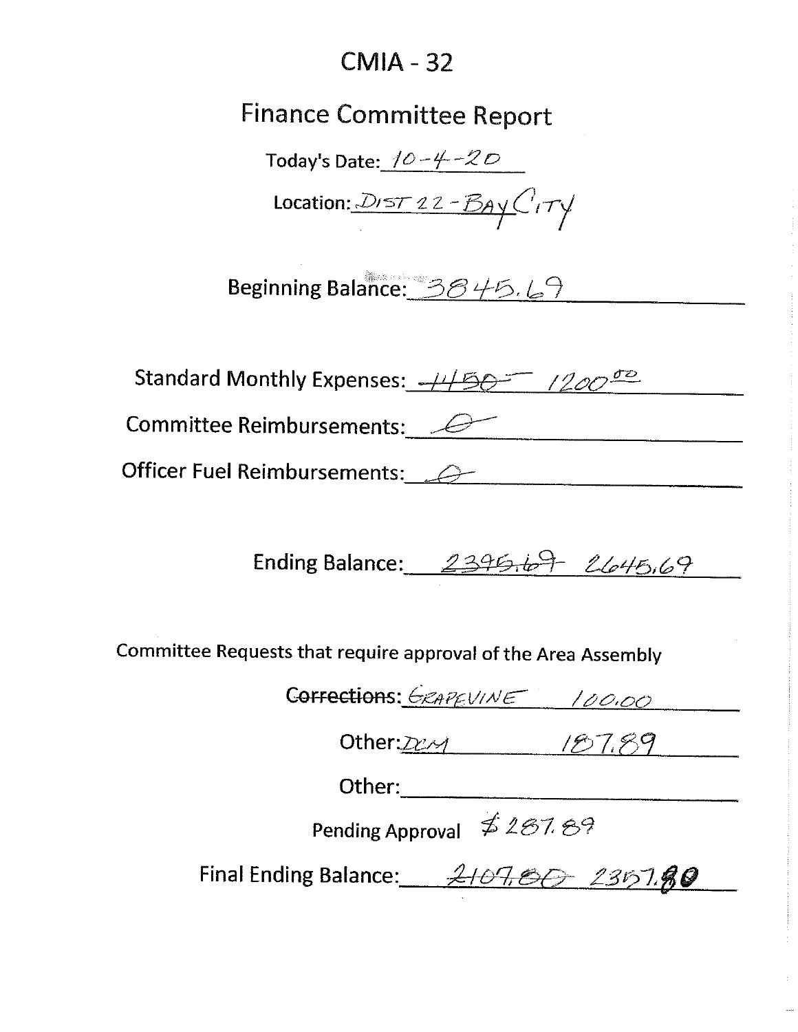# CMIA - 32

## Finance Committee Report

Today's Date: 10-4-20

Location: DIST 22 - BAY CITY

Beginning Balance: 3845.69

Standard Monthly Expenses: ~~1450~~ 1200.00

Committee Reimbursements: 0

Officer Fuel Reimbursements: 0

Ending Balance: ~~2395.69~~ 2645.69

Committee Requests that require approval of the Area Assembly

~~Corrections~~: GRAPEVINE 100.00

Other: DCM 187.89

Other:

Pending Approval $287.89

Final Ending Balance: ~~2107.80~~ 2357.80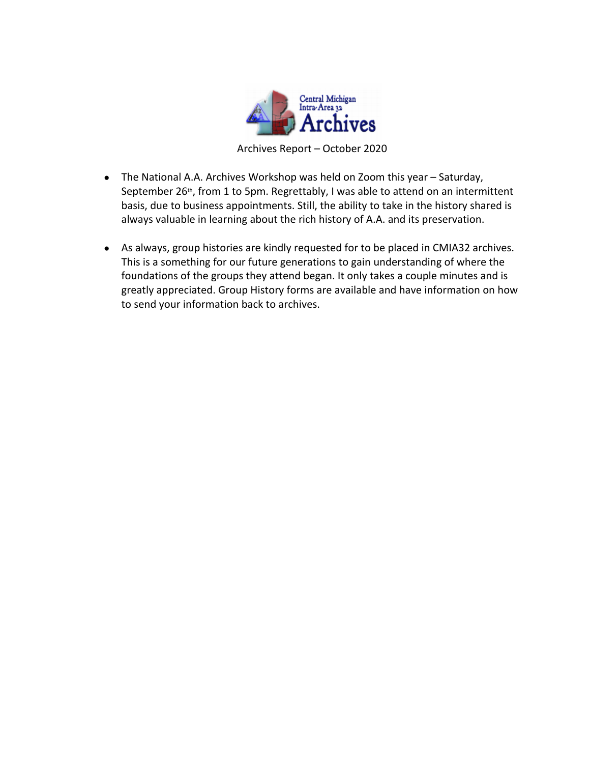Central Michigan Intra-Area 32 Archives

Archives Report – October 2020

- The National A.A. Archives Workshop was held on Zoom this year – Saturday, September 26th, from 1 to 5pm. Regrettably, I was able to attend on an intermittent basis, due to business appointments. Still, the ability to take in the history shared is always valuable in learning about the rich history of A.A. and its preservation.

- As always, group histories are kindly requested for to be placed in CMIA32 archives. This is a something for our future generations to gain understanding of where the foundations of the groups they attend began. It only takes a couple minutes and is greatly appreciated. Group History forms are available and have information on how to send your information back to archives.